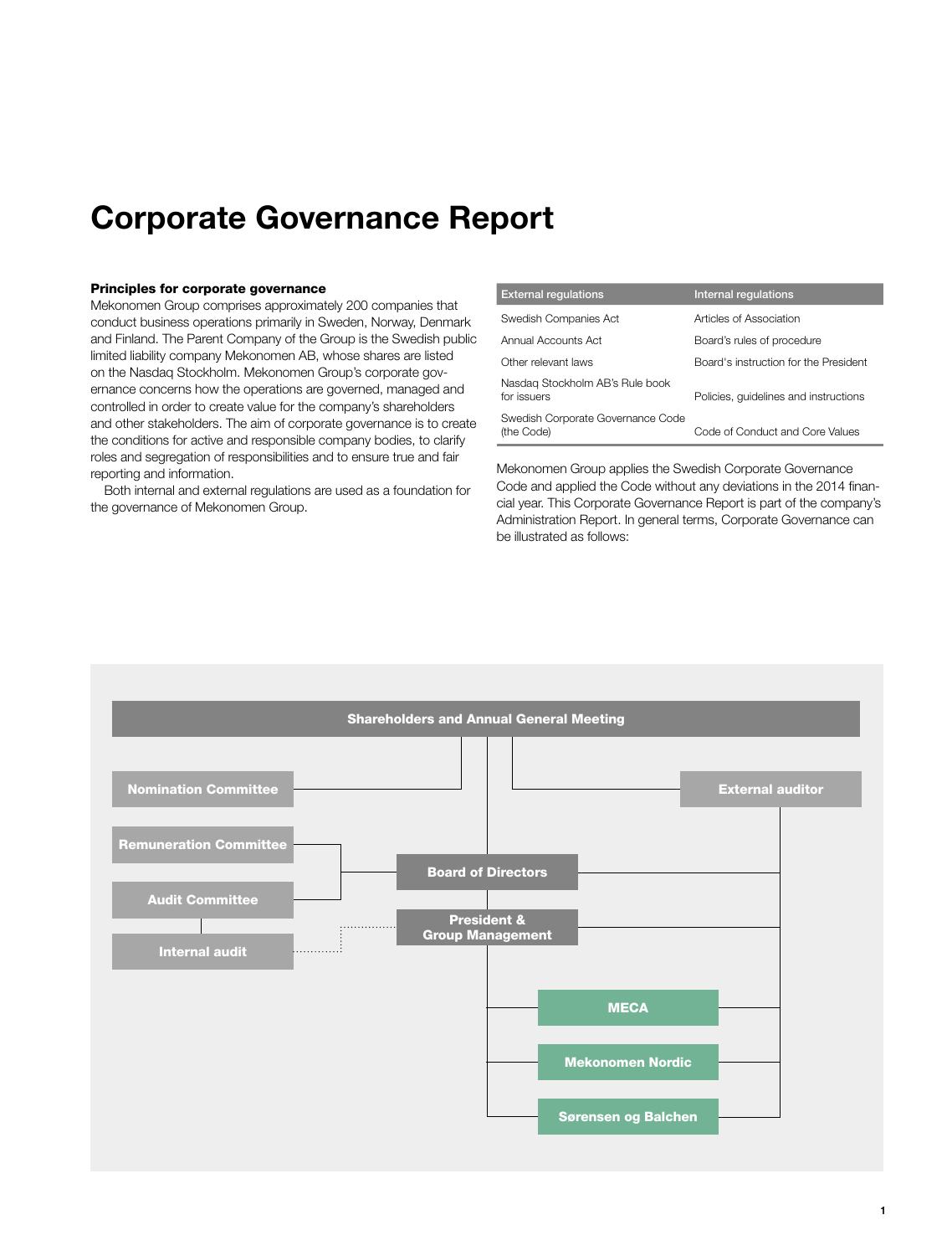# Corporate Governance Report

### Principles for corporate governance

Mekonomen Group comprises approximately 200 companies that conduct business operations primarily in Sweden, Norway, Denmark and Finland. The Parent Company of the Group is the Swedish public limited liability company Mekonomen AB, whose shares are listed on the Nasdaq Stockholm. Mekonomen Group's corporate governance concerns how the operations are governed, managed and controlled in order to create value for the company's shareholders and other stakeholders. The aim of corporate governance is to create the conditions for active and responsible company bodies, to clarify roles and segregation of responsibilities and to ensure true and fair reporting and information.

Both internal and external regulations are used as a foundation for the governance of Mekonomen Group.

| External regulations | Internal regulations |
|---|---|
| Swedish Companies Act | Articles of Association |
| Annual Accounts Act | Board's rules of procedure |
| Other relevant laws | Board's instruction for the President |
| Nasdaq Stockholm AB's Rule book for issuers | Policies, guidelines and instructions |
| Swedish Corporate Governance Code (the Code) | Code of Conduct and Core Values |

Mekonomen Group applies the Swedish Corporate Governance Code and applied the Code without any deviations in the 2014 financial year. This Corporate Governance Report is part of the company's Administration Report. In general terms, Corporate Governance can be illustrated as follows:

Shareholders and Annual General Meeting

Nomination Committee

External auditor

Remuneration Committee

Audit Committee

Board of Directors

President & Group Management

Internal audit

MECA

Mekonomen Nordic

Sørensen og Balchen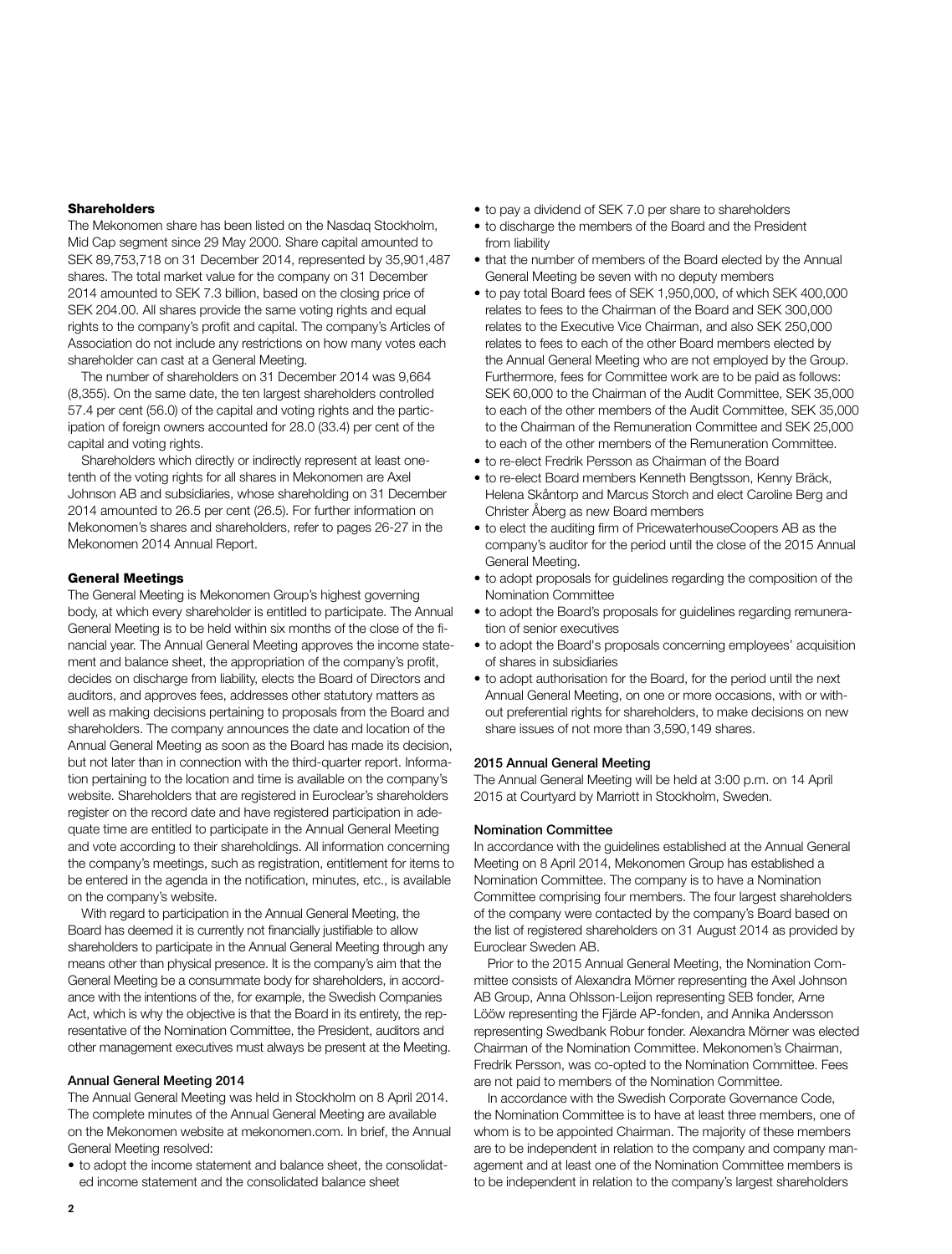### Shareholders

The Mekonomen share has been listed on the Nasdaq Stockholm, Mid Cap segment since 29 May 2000. Share capital amounted to SEK 89,753,718 on 31 December 2014, represented by 35,901,487 shares. The total market value for the company on 31 December 2014 amounted to SEK 7.3 billion, based on the closing price of SEK 204.00. All shares provide the same voting rights and equal rights to the company's profit and capital. The company's Articles of Association do not include any restrictions on how many votes each shareholder can cast at a General Meeting.

The number of shareholders on 31 December 2014 was 9,664 (8,355). On the same date, the ten largest shareholders controlled 57.4 per cent (56.0) of the capital and voting rights and the participation of foreign owners accounted for 28.0 (33.4) per cent of the capital and voting rights.

Shareholders which directly or indirectly represent at least one-tenth of the voting rights for all shares in Mekonomen are Axel Johnson AB and subsidiaries, whose shareholding on 31 December 2014 amounted to 26.5 per cent (26.5). For further information on Mekonomen's shares and shareholders, refer to pages 26-27 in the Mekonomen 2014 Annual Report.

### General Meetings

The General Meeting is Mekonomen Group's highest governing body, at which every shareholder is entitled to participate. The Annual General Meeting is to be held within six months of the close of the financial year. The Annual General Meeting approves the income statement and balance sheet, the appropriation of the company's profit, decides on discharge from liability, elects the Board of Directors and auditors, and approves fees, addresses other statutory matters as well as making decisions pertaining to proposals from the Board and shareholders. The company announces the date and location of the Annual General Meeting as soon as the Board has made its decision, but not later than in connection with the third-quarter report. Information pertaining to the location and time is available on the company's website. Shareholders that are registered in Euroclear's shareholders register on the record date and have registered participation in adequate time are entitled to participate in the Annual General Meeting and vote according to their shareholdings. All information concerning the company's meetings, such as registration, entitlement for items to be entered in the agenda in the notification, minutes, etc., is available on the company's website.

With regard to participation in the Annual General Meeting, the Board has deemed it is currently not financially justifiable to allow shareholders to participate in the Annual General Meeting through any means other than physical presence. It is the company's aim that the General Meeting be a consummate body for shareholders, in accordance with the intentions of the, for example, the Swedish Companies Act, which is why the objective is that the Board in its entirety, the representative of the Nomination Committee, the President, auditors and other management executives must always be present at the Meeting.

#### Annual General Meeting 2014

The Annual General Meeting was held in Stockholm on 8 April 2014. The complete minutes of the Annual General Meeting are available on the Mekonomen website at mekonomen.com. In brief, the Annual General Meeting resolved:

- to adopt the income statement and balance sheet, the consolidated income statement and the consolidated balance sheet
- to pay a dividend of SEK 7.0 per share to shareholders
- to discharge the members of the Board and the President from liability
- that the number of members of the Board elected by the Annual General Meeting be seven with no deputy members
- to pay total Board fees of SEK 1,950,000, of which SEK 400,000 relates to fees to the Chairman of the Board and SEK 300,000 relates to the Executive Vice Chairman, and also SEK 250,000 relates to fees to each of the other Board members elected by the Annual General Meeting who are not employed by the Group. Furthermore, fees for Committee work are to be paid as follows: SEK 60,000 to the Chairman of the Audit Committee, SEK 35,000 to each of the other members of the Audit Committee, SEK 35,000 to the Chairman of the Remuneration Committee and SEK 25,000 to each of the other members of the Remuneration Committee.
- to re-elect Fredrik Persson as Chairman of the Board
- to re-elect Board members Kenneth Bengtsson, Kenny Bräck, Helena Skåntorp and Marcus Storch and elect Caroline Berg and Christer Åberg as new Board members
- to elect the auditing firm of PricewaterhouseCoopers AB as the company's auditor for the period until the close of the 2015 Annual General Meeting.
- to adopt proposals for guidelines regarding the composition of the Nomination Committee
- to adopt the Board's proposals for guidelines regarding remuneration of senior executives
- to adopt the Board's proposals concerning employees' acquisition of shares in subsidiaries
- to adopt authorisation for the Board, for the period until the next Annual General Meeting, on one or more occasions, with or without preferential rights for shareholders, to make decisions on new share issues of not more than 3,590,149 shares.

#### 2015 Annual General Meeting

The Annual General Meeting will be held at 3:00 p.m. on 14 April 2015 at Courtyard by Marriott in Stockholm, Sweden.

#### Nomination Committee

In accordance with the guidelines established at the Annual General Meeting on 8 April 2014, Mekonomen Group has established a Nomination Committee. The company is to have a Nomination Committee comprising four members. The four largest shareholders of the company were contacted by the company's Board based on the list of registered shareholders on 31 August 2014 as provided by Euroclear Sweden AB.

Prior to the 2015 Annual General Meeting, the Nomination Committee consists of Alexandra Mörner representing the Axel Johnson AB Group, Anna Ohlsson-Leijon representing SEB fonder, Arne Lööw representing the Fjärde AP-fonden, and Annika Andersson representing Swedbank Robur fonder. Alexandra Mörner was elected Chairman of the Nomination Committee. Mekonomen's Chairman, Fredrik Persson, was co-opted to the Nomination Committee. Fees are not paid to members of the Nomination Committee.

In accordance with the Swedish Corporate Governance Code, the Nomination Committee is to have at least three members, one of whom is to be appointed Chairman. The majority of these members are to be independent in relation to the company and company management and at least one of the Nomination Committee members is to be independent in relation to the company's largest shareholders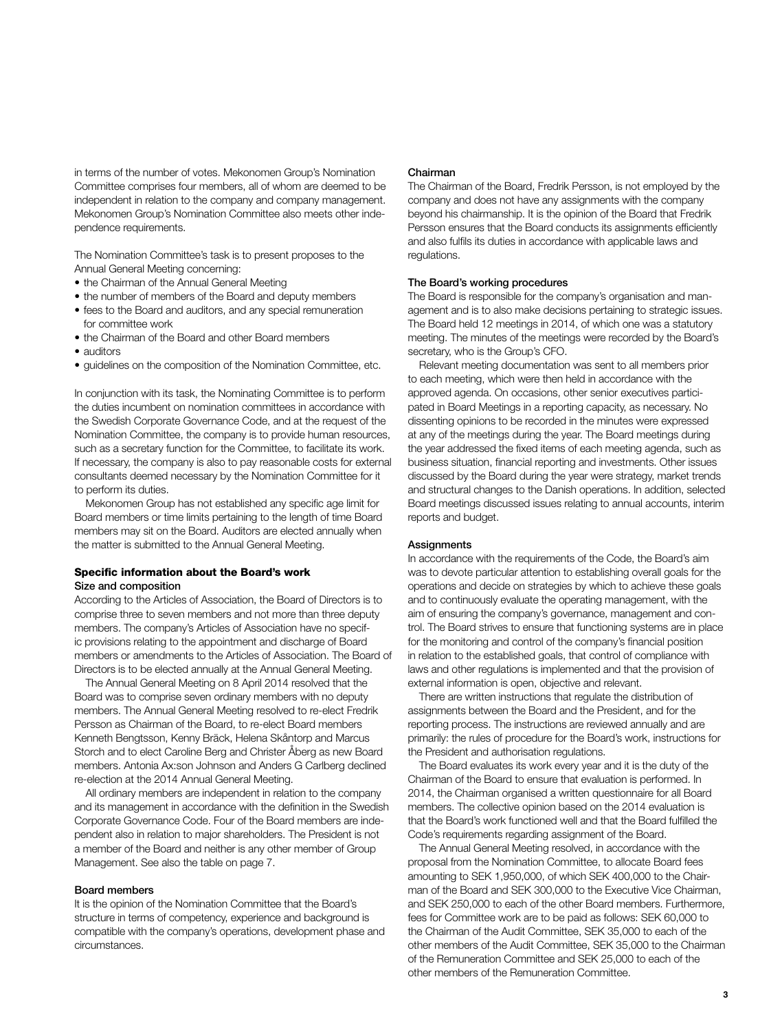in terms of the number of votes. Mekonomen Group's Nomination Committee comprises four members, all of whom are deemed to be independent in relation to the company and company management. Mekonomen Group's Nomination Committee also meets other independence requirements.

The Nomination Committee's task is to present proposes to the Annual General Meeting concerning:

- the Chairman of the Annual General Meeting
- the number of members of the Board and deputy members
- fees to the Board and auditors, and any special remuneration for committee work
- the Chairman of the Board and other Board members
- auditors
- guidelines on the composition of the Nomination Committee, etc.

In conjunction with its task, the Nominating Committee is to perform the duties incumbent on nomination committees in accordance with the Swedish Corporate Governance Code, and at the request of the Nomination Committee, the company is to provide human resources, such as a secretary function for the Committee, to facilitate its work. If necessary, the company is also to pay reasonable costs for external consultants deemed necessary by the Nomination Committee for it to perform its duties.

Mekonomen Group has not established any specific age limit for Board members or time limits pertaining to the length of time Board members may sit on the Board. Auditors are elected annually when the matter is submitted to the Annual General Meeting.

## Specific information about the Board's work

### Size and composition

According to the Articles of Association, the Board of Directors is to comprise three to seven members and not more than three deputy members. The company's Articles of Association have no specific provisions relating to the appointment and discharge of Board members or amendments to the Articles of Association. The Board of Directors is to be elected annually at the Annual General Meeting.

The Annual General Meeting on 8 April 2014 resolved that the Board was to comprise seven ordinary members with no deputy members. The Annual General Meeting resolved to re-elect Fredrik Persson as Chairman of the Board, to re-elect Board members Kenneth Bengtsson, Kenny Bräck, Helena Skåntorp and Marcus Storch and to elect Caroline Berg and Christer Åberg as new Board members. Antonia Ax:son Johnson and Anders G Carlberg declined re-election at the 2014 Annual General Meeting.

All ordinary members are independent in relation to the company and its management in accordance with the definition in the Swedish Corporate Governance Code. Four of the Board members are independent also in relation to major shareholders. The President is not a member of the Board and neither is any other member of Group Management. See also the table on page 7.

### Board members

It is the opinion of the Nomination Committee that the Board's structure in terms of competency, experience and background is compatible with the company's operations, development phase and circumstances.

### Chairman

The Chairman of the Board, Fredrik Persson, is not employed by the company and does not have any assignments with the company beyond his chairmanship. It is the opinion of the Board that Fredrik Persson ensures that the Board conducts its assignments efficiently and also fulfils its duties in accordance with applicable laws and regulations.

### The Board's working procedures

The Board is responsible for the company's organisation and management and is to also make decisions pertaining to strategic issues. The Board held 12 meetings in 2014, of which one was a statutory meeting. The minutes of the meetings were recorded by the Board's secretary, who is the Group's CFO.

Relevant meeting documentation was sent to all members prior to each meeting, which were then held in accordance with the approved agenda. On occasions, other senior executives participated in Board Meetings in a reporting capacity, as necessary. No dissenting opinions to be recorded in the minutes were expressed at any of the meetings during the year. The Board meetings during the year addressed the fixed items of each meeting agenda, such as business situation, financial reporting and investments. Other issues discussed by the Board during the year were strategy, market trends and structural changes to the Danish operations. In addition, selected Board meetings discussed issues relating to annual accounts, interim reports and budget.

### Assignments

In accordance with the requirements of the Code, the Board's aim was to devote particular attention to establishing overall goals for the operations and decide on strategies by which to achieve these goals and to continuously evaluate the operating management, with the aim of ensuring the company's governance, management and control. The Board strives to ensure that functioning systems are in place for the monitoring and control of the company's financial position in relation to the established goals, that control of compliance with laws and other regulations is implemented and that the provision of external information is open, objective and relevant.

There are written instructions that regulate the distribution of assignments between the Board and the President, and for the reporting process. The instructions are reviewed annually and are primarily: the rules of procedure for the Board's work, instructions for the President and authorisation regulations.

The Board evaluates its work every year and it is the duty of the Chairman of the Board to ensure that evaluation is performed. In 2014, the Chairman organised a written questionnaire for all Board members. The collective opinion based on the 2014 evaluation is that the Board's work functioned well and that the Board fulfilled the Code's requirements regarding assignment of the Board.

The Annual General Meeting resolved, in accordance with the proposal from the Nomination Committee, to allocate Board fees amounting to SEK 1,950,000, of which SEK 400,000 to the Chairman of the Board and SEK 300,000 to the Executive Vice Chairman, and SEK 250,000 to each of the other Board members. Furthermore, fees for Committee work are to be paid as follows: SEK 60,000 to the Chairman of the Audit Committee, SEK 35,000 to each of the other members of the Audit Committee, SEK 35,000 to the Chairman of the Remuneration Committee and SEK 25,000 to each of the other members of the Remuneration Committee.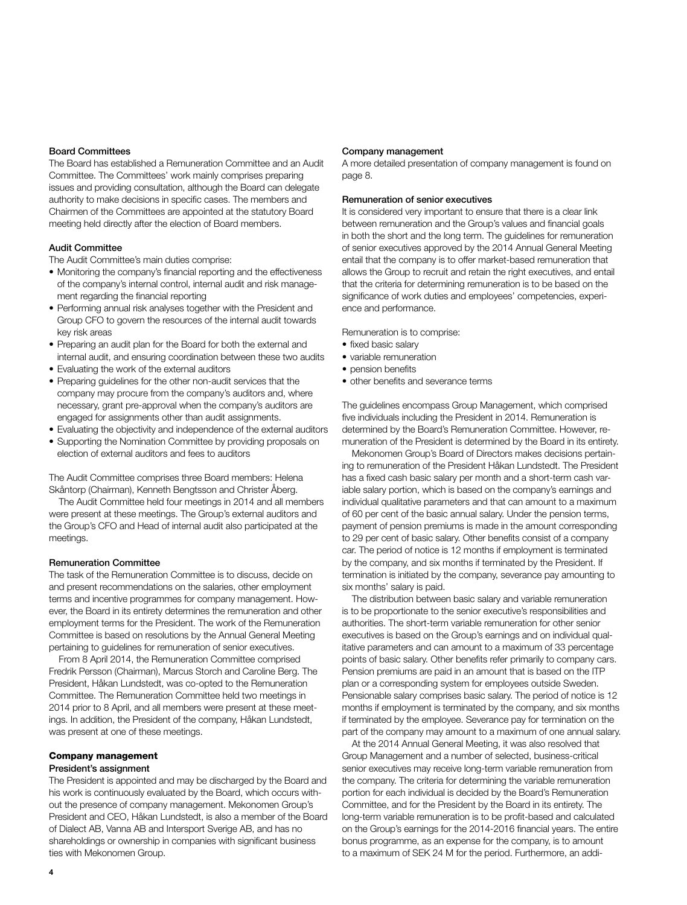### Board Committees

The Board has established a Remuneration Committee and an Audit Committee. The Committees' work mainly comprises preparing issues and providing consultation, although the Board can delegate authority to make decisions in specific cases. The members and Chairmen of the Committees are appointed at the statutory Board meeting held directly after the election of Board members.

### Audit Committee

The Audit Committee's main duties comprise:

- Monitoring the company's financial reporting and the effectiveness of the company's internal control, internal audit and risk management regarding the financial reporting
- Performing annual risk analyses together with the President and Group CFO to govern the resources of the internal audit towards key risk areas
- Preparing an audit plan for the Board for both the external and internal audit, and ensuring coordination between these two audits
- Evaluating the work of the external auditors
- Preparing guidelines for the other non-audit services that the company may procure from the company's auditors and, where necessary, grant pre-approval when the company's auditors are engaged for assignments other than audit assignments.
- Evaluating the objectivity and independence of the external auditors
- Supporting the Nomination Committee by providing proposals on election of external auditors and fees to auditors

The Audit Committee comprises three Board members: Helena Skåntorp (Chairman), Kenneth Bengtsson and Christer Åberg.

The Audit Committee held four meetings in 2014 and all members were present at these meetings. The Group's external auditors and the Group's CFO and Head of internal audit also participated at the meetings.

### Remuneration Committee

The task of the Remuneration Committee is to discuss, decide on and present recommendations on the salaries, other employment terms and incentive programmes for company management. However, the Board in its entirety determines the remuneration and other employment terms for the President. The work of the Remuneration Committee is based on resolutions by the Annual General Meeting pertaining to guidelines for remuneration of senior executives.

From 8 April 2014, the Remuneration Committee comprised Fredrik Persson (Chairman), Marcus Storch and Caroline Berg. The President, Håkan Lundstedt, was co-opted to the Remuneration Committee. The Remuneration Committee held two meetings in 2014 prior to 8 April, and all members were present at these meetings. In addition, the President of the company, Håkan Lundstedt, was present at one of these meetings.

## Company management

### President's assignment

The President is appointed and may be discharged by the Board and his work is continuously evaluated by the Board, which occurs without the presence of company management. Mekonomen Group's President and CEO, Håkan Lundstedt, is also a member of the Board of Dialect AB, Vanna AB and Intersport Sverige AB, and has no shareholdings or ownership in companies with significant business ties with Mekonomen Group.

### Company management

A more detailed presentation of company management is found on page 8.

### Remuneration of senior executives

It is considered very important to ensure that there is a clear link between remuneration and the Group's values and financial goals in both the short and the long term. The guidelines for remuneration of senior executives approved by the 2014 Annual General Meeting entail that the company is to offer market-based remuneration that allows the Group to recruit and retain the right executives, and entail that the criteria for determining remuneration is to be based on the significance of work duties and employees' competencies, experience and performance.

Remuneration is to comprise:

- fixed basic salary
- variable remuneration
- pension benefits
- other benefits and severance terms

The guidelines encompass Group Management, which comprised five individuals including the President in 2014. Remuneration is determined by the Board's Remuneration Committee. However, remuneration of the President is determined by the Board in its entirety.

Mekonomen Group's Board of Directors makes decisions pertaining to remuneration of the President Håkan Lundstedt. The President has a fixed cash basic salary per month and a short-term cash variable salary portion, which is based on the company's earnings and individual qualitative parameters and that can amount to a maximum of 60 per cent of the basic annual salary. Under the pension terms, payment of pension premiums is made in the amount corresponding to 29 per cent of basic salary. Other benefits consist of a company car. The period of notice is 12 months if employment is terminated by the company, and six months if terminated by the President. If termination is initiated by the company, severance pay amounting to six months' salary is paid.

The distribution between basic salary and variable remuneration is to be proportionate to the senior executive's responsibilities and authorities. The short-term variable remuneration for other senior executives is based on the Group's earnings and on individual qualitative parameters and can amount to a maximum of 33 percentage points of basic salary. Other benefits refer primarily to company cars. Pension premiums are paid in an amount that is based on the ITP plan or a corresponding system for employees outside Sweden. Pensionable salary comprises basic salary. The period of notice is 12 months if employment is terminated by the company, and six months if terminated by the employee. Severance pay for termination on the part of the company may amount to a maximum of one annual salary.

At the 2014 Annual General Meeting, it was also resolved that Group Management and a number of selected, business-critical senior executives may receive long-term variable remuneration from the company. The criteria for determining the variable remuneration portion for each individual is decided by the Board's Remuneration Committee, and for the President by the Board in its entirety. The long-term variable remuneration is to be profit-based and calculated on the Group's earnings for the 2014-2016 financial years. The entire bonus programme, as an expense for the company, is to amount to a maximum of SEK 24 M for the period. Furthermore, an addi-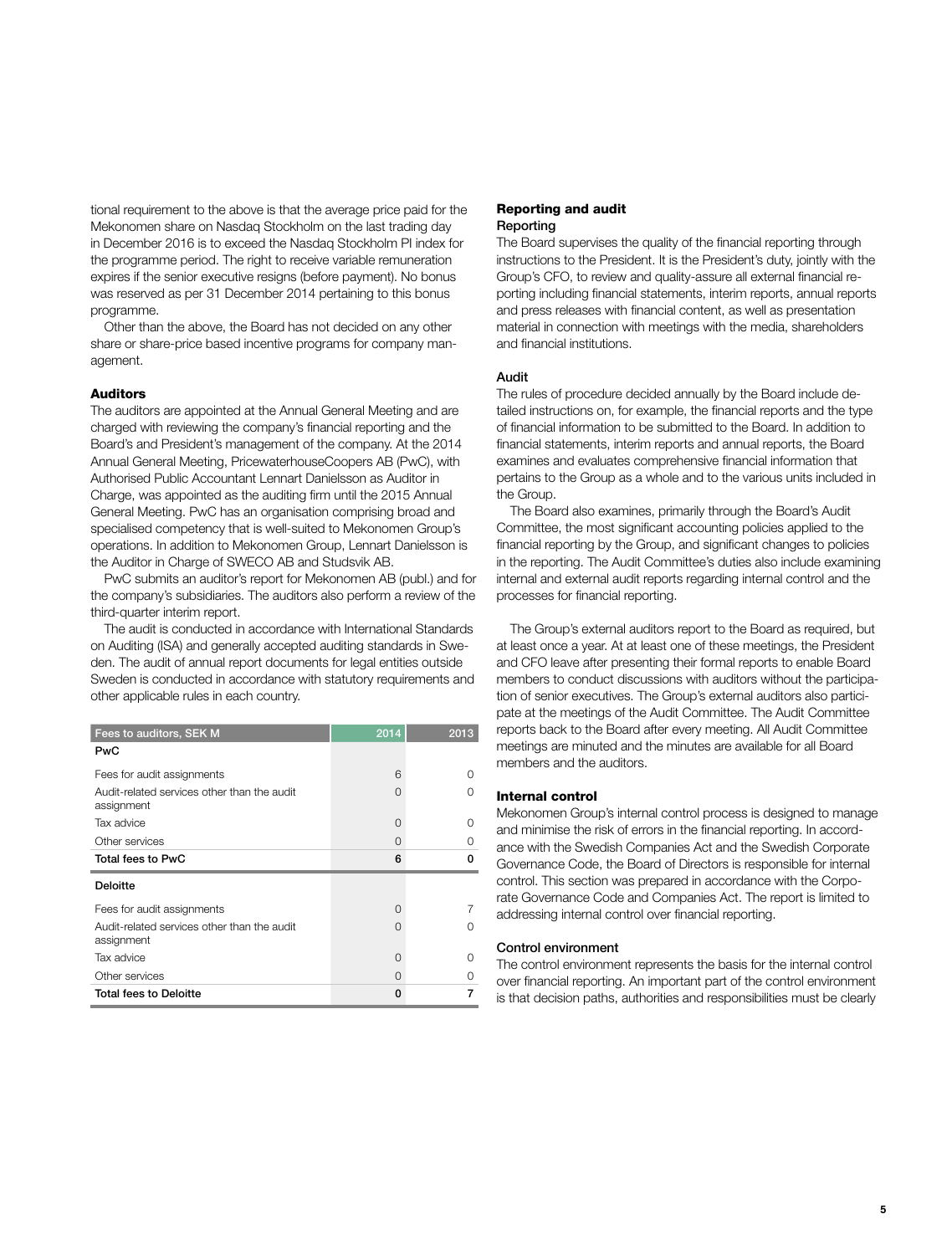tional requirement to the above is that the average price paid for the Mekonomen share on Nasdaq Stockholm on the last trading day in December 2016 is to exceed the Nasdaq Stockholm PI index for the programme period. The right to receive variable remuneration expires if the senior executive resigns (before payment). No bonus was reserved as per 31 December 2014 pertaining to this bonus programme.

Other than the above, the Board has not decided on any other share or share-price based incentive programs for company management.

### Auditors

The auditors are appointed at the Annual General Meeting and are charged with reviewing the company's financial reporting and the Board's and President's management of the company. At the 2014 Annual General Meeting, PricewaterhouseCoopers AB (PwC), with Authorised Public Accountant Lennart Danielsson as Auditor in Charge, was appointed as the auditing firm until the 2015 Annual General Meeting. PwC has an organisation comprising broad and specialised competency that is well-suited to Mekonomen Group's operations. In addition to Mekonomen Group, Lennart Danielsson is the Auditor in Charge of SWECO AB and Studsvik AB.

PwC submits an auditor's report for Mekonomen AB (publ.) and for the company's subsidiaries. The auditors also perform a review of the third-quarter interim report.

The audit is conducted in accordance with International Standards on Auditing (ISA) and generally accepted auditing standards in Sweden. The audit of annual report documents for legal entities outside Sweden is conducted in accordance with statutory requirements and other applicable rules in each country.

| Fees to auditors, SEK M | 2014 | 2013 |
|---|---|---|
| **PwC** | | |
| Fees for audit assignments | 6 | 0 |
| Audit-related services other than the audit assignment | 0 | 0 |
| Tax advice | 0 | 0 |
| Other services | 0 | 0 |
| **Total fees to PwC** | **6** | **0** |
| **Deloitte** | | |
| Fees for audit assignments | 0 | 7 |
| Audit-related services other than the audit assignment | 0 | 0 |
| Tax advice | 0 | 0 |
| Other services | 0 | 0 |
| **Total fees to Deloitte** | **0** | **7** |

### Reporting and audit

#### Reporting

The Board supervises the quality of the financial reporting through instructions to the President. It is the President's duty, jointly with the Group's CFO, to review and quality-assure all external financial reporting including financial statements, interim reports, annual reports and press releases with financial content, as well as presentation material in connection with meetings with the media, shareholders and financial institutions.

#### Audit

The rules of procedure decided annually by the Board include detailed instructions on, for example, the financial reports and the type of financial information to be submitted to the Board. In addition to financial statements, interim reports and annual reports, the Board examines and evaluates comprehensive financial information that pertains to the Group as a whole and to the various units included in the Group.

The Board also examines, primarily through the Board's Audit Committee, the most significant accounting policies applied to the financial reporting by the Group, and significant changes to policies in the reporting. The Audit Committee's duties also include examining internal and external audit reports regarding internal control and the processes for financial reporting.

The Group's external auditors report to the Board as required, but at least once a year. At at least one of these meetings, the President and CFO leave after presenting their formal reports to enable Board members to conduct discussions with auditors without the participation of senior executives. The Group's external auditors also participate at the meetings of the Audit Committee. The Audit Committee reports back to the Board after every meeting. All Audit Committee meetings are minuted and the minutes are available for all Board members and the auditors.

### Internal control

Mekonomen Group's internal control process is designed to manage and minimise the risk of errors in the financial reporting. In accordance with the Swedish Companies Act and the Swedish Corporate Governance Code, the Board of Directors is responsible for internal control. This section was prepared in accordance with the Corporate Governance Code and Companies Act. The report is limited to addressing internal control over financial reporting.

#### Control environment

The control environment represents the basis for the internal control over financial reporting. An important part of the control environment is that decision paths, authorities and responsibilities must be clearly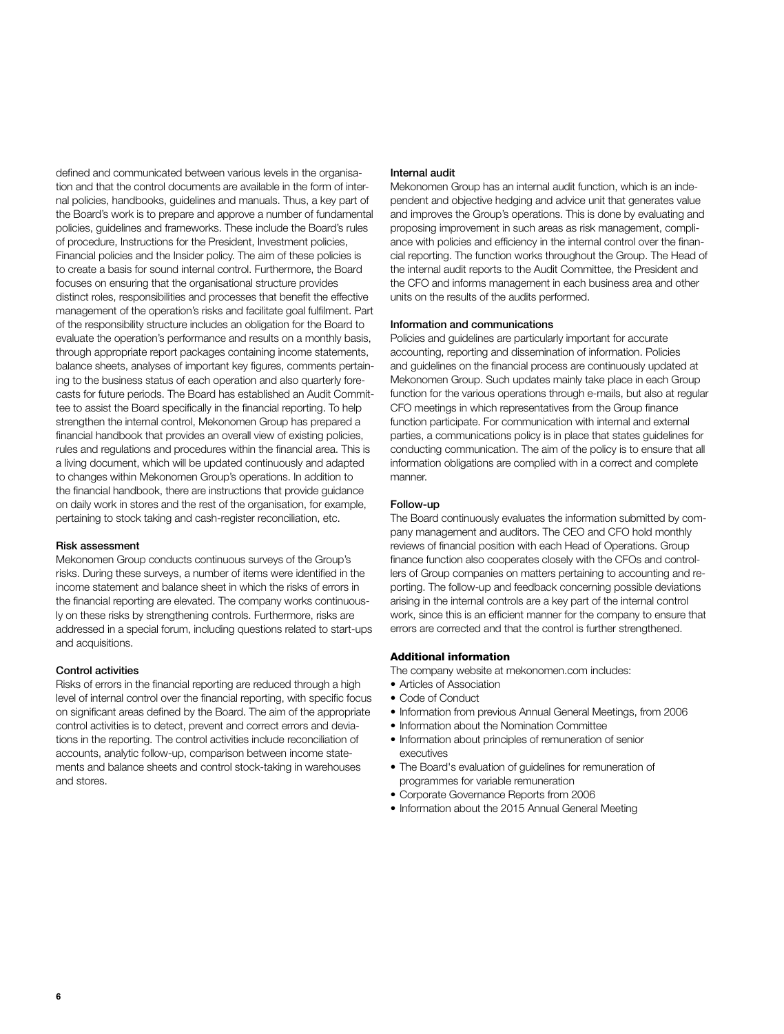defined and communicated between various levels in the organisation and that the control documents are available in the form of internal policies, handbooks, guidelines and manuals. Thus, a key part of the Board's work is to prepare and approve a number of fundamental policies, guidelines and frameworks. These include the Board's rules of procedure, Instructions for the President, Investment policies, Financial policies and the Insider policy. The aim of these policies is to create a basis for sound internal control. Furthermore, the Board focuses on ensuring that the organisational structure provides distinct roles, responsibilities and processes that benefit the effective management of the operation's risks and facilitate goal fulfilment. Part of the responsibility structure includes an obligation for the Board to evaluate the operation's performance and results on a monthly basis, through appropriate report packages containing income statements, balance sheets, analyses of important key figures, comments pertaining to the business status of each operation and also quarterly forecasts for future periods. The Board has established an Audit Committee to assist the Board specifically in the financial reporting. To help strengthen the internal control, Mekonomen Group has prepared a financial handbook that provides an overall view of existing policies, rules and regulations and procedures within the financial area. This is a living document, which will be updated continuously and adapted to changes within Mekonomen Group's operations. In addition to the financial handbook, there are instructions that provide guidance on daily work in stores and the rest of the organisation, for example, pertaining to stock taking and cash-register reconciliation, etc.

#### Risk assessment

Mekonomen Group conducts continuous surveys of the Group's risks. During these surveys, a number of items were identified in the income statement and balance sheet in which the risks of errors in the financial reporting are elevated. The company works continuously on these risks by strengthening controls. Furthermore, risks are addressed in a special forum, including questions related to start-ups and acquisitions.

#### Control activities

Risks of errors in the financial reporting are reduced through a high level of internal control over the financial reporting, with specific focus on significant areas defined by the Board. The aim of the appropriate control activities is to detect, prevent and correct errors and deviations in the reporting. The control activities include reconciliation of accounts, analytic follow-up, comparison between income statements and balance sheets and control stock-taking in warehouses and stores.

#### Internal audit

Mekonomen Group has an internal audit function, which is an independent and objective hedging and advice unit that generates value and improves the Group's operations. This is done by evaluating and proposing improvement in such areas as risk management, compliance with policies and efficiency in the internal control over the financial reporting. The function works throughout the Group. The Head of the internal audit reports to the Audit Committee, the President and the CFO and informs management in each business area and other units on the results of the audits performed.

#### Information and communications

Policies and guidelines are particularly important for accurate accounting, reporting and dissemination of information. Policies and guidelines on the financial process are continuously updated at Mekonomen Group. Such updates mainly take place in each Group function for the various operations through e-mails, but also at regular CFO meetings in which representatives from the Group finance function participate. For communication with internal and external parties, a communications policy is in place that states guidelines for conducting communication. The aim of the policy is to ensure that all information obligations are complied with in a correct and complete manner.

#### Follow-up

The Board continuously evaluates the information submitted by company management and auditors. The CEO and CFO hold monthly reviews of financial position with each Head of Operations. Group finance function also cooperates closely with the CFOs and controllers of Group companies on matters pertaining to accounting and reporting. The follow-up and feedback concerning possible deviations arising in the internal controls are a key part of the internal control work, since this is an efficient manner for the company to ensure that errors are corrected and that the control is further strengthened.

### Additional information

The company website at mekonomen.com includes:

- Articles of Association
- Code of Conduct
- Information from previous Annual General Meetings, from 2006
- Information about the Nomination Committee
- Information about principles of remuneration of senior executives
- The Board's evaluation of guidelines for remuneration of programmes for variable remuneration
- Corporate Governance Reports from 2006
- Information about the 2015 Annual General Meeting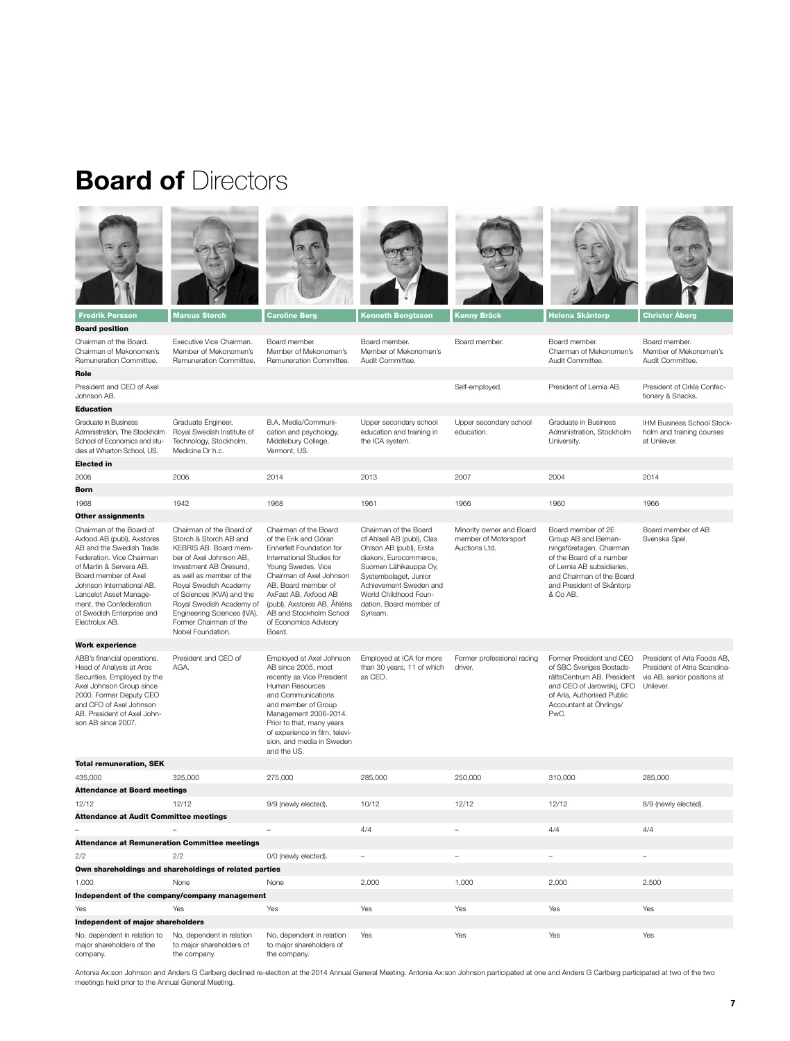# **Board of** Directors

| | Fredrik Persson | Marcus Storch | Caroline Berg | Kenneth Bengtsson | Kenny Bräck | Helena Skåntorp | Christer Åberg |
|---|---|---|---|---|---|---|---|
| **Board position** | Chairman of the Board. Chairman of Mekonomen's Remuneration Committee. | Executive Vice Chairman. Member of Mekonomen's Remuneration Committee. | Board member. Member of Mekonomen's Remuneration Committee. | Board member. Member of Mekonomen's Audit Committee. | Board member. | Board member. Chairman of Mekonomen's Audit Committee. | Board member. Member of Mekonomen's Audit Committee. |
| **Role** | President and CEO of Axel Johnson AB. | | | | Self-employed. | President of Lernia AB. | President of Orkla Confectionery & Snacks. |
| **Education** | Graduate in Business Administration, The Stockholm School of Economics and studies at Wharton School, US. | Graduate Engineer, Royal Swedish Institute of Technology, Stockholm, Medicine Dr h.c. | B.A. Media/Communication and psychology, Middlebury College, Vermont, US. | Upper secondary school education and training in the ICA system. | Upper secondary school education. | Graduate in Business Administration, Stockholm University. | IHM Business School Stockholm and training courses at Unilever. |
| **Elected in** | 2006 | 2006 | 2014 | 2013 | 2007 | 2004 | 2014 |
| **Born** | 1968 | 1942 | 1968 | 1961 | 1966 | 1960 | 1966 |
| **Other assignments** | Chairman of the Board of Axfood AB (publ), Axstores AB and the Swedish Trade Federation. Vice Chairman of Martin & Servera AB. Board member of Axel Johnson International AB, Lancelot Asset Management, the Confederation of Swedish Enterprise and Electrolux AB. | Chairman of the Board of Storch & Storch AB and KEBRIS AB. Board member of Axel Johnson AB, Investment AB Öresund, as well as member of the Royal Swedish Academy of Sciences (KVA) and the Royal Swedish Academy of Engineering Sciences (IVA). Former Chairman of the Nobel Foundation. | Chairman of the Board of the Erik and Göran Ennerfelt Foundation for International Studies for Young Swedes. Vice Chairman of Axel Johnson AB. Board member of AxFast AB, Axfood AB (publ), Axstores AB, Åhléns AB and Stockholm School of Economics Advisory Board. | Chairman of the Board of Ahlsell AB (publ), Clas Ohlson AB (publ), Ersta diakoni, Eurocommerce, Suomen Lähikauppa Oy, Systembolaget, Junior Achievement Sweden and World Childhood Foundation. Board member of Synsam. | Minority owner and Board member of Motorsport Auctions Ltd. | Board member of 2E Group AB and Bemanningsföretagen. Chairman of the Board of a number of Lernia AB subsidiaries, and Chairman of the Board and President of Skåntorp & Co AB. | Board member of AB Svenska Spel. |
| **Work experience** | ABB's financial operations. Head of Analysis at Aros Securities. Employed by the Axel Johnson Group since 2000. Former Deputy CEO and CFO of Axel Johnson AB. President of Axel Johnson AB since 2007. | President and CEO of AGA. | Employed at Axel Johnson AB since 2005, most recently as Vice President Human Resources and Communications and member of Group Management 2006-2014. Prior to that, many years of experience in film, television, and media in Sweden and the US. | Employed at ICA for more than 30 years, 11 of which as CEO. | Former professional racing driver. | Former President and CEO of SBC Sveriges BostadsrättsCentrum AB. President and CEO of Jarowskij, CFO of Arla, Authorised Public Accountant at Öhrlings/PwC. | President of Arla Foods AB, President of Atria Scandinavia AB, senior positions at Unilever. |
| **Total remuneration, SEK** | 435,000 | 325,000 | 275,000 | 285,000 | 250,000 | 310,000 | 285,000 |
| **Attendance at Board meetings** | 12/12 | 12/12 | 9/9 (newly elected). | 10/12 | 12/12 | 12/12 | 8/9 (newly elected). |
| **Attendance at Audit Committee meetings** | – | – | – | 4/4 | – | 4/4 | 4/4 |
| **Attendance at Remuneration Committee meetings** | 2/2 | 2/2 | 0/0 (newly elected). | – | – | – | – |
| **Own shareholdings and shareholdings of related parties** | 1,000 | None | None | 2,000 | 1,000 | 2,000 | 2,500 |
| **Independent of the company/company management** | Yes | Yes | Yes | Yes | Yes | Yes | Yes |
| **Independent of major shareholders** | No, dependent in relation to major shareholders of the company. | No, dependent in relation to major shareholders of the company. | No, dependent in relation to major shareholders of the company. | Yes | Yes | Yes | Yes |

Antonia Ax:son Johnson and Anders G Carlberg declined re-election at the 2014 Annual General Meeting. Antonia Ax:son Johnson participated at one and Anders G Carlberg participated at two of the two meetings held prior to the Annual General Meeting.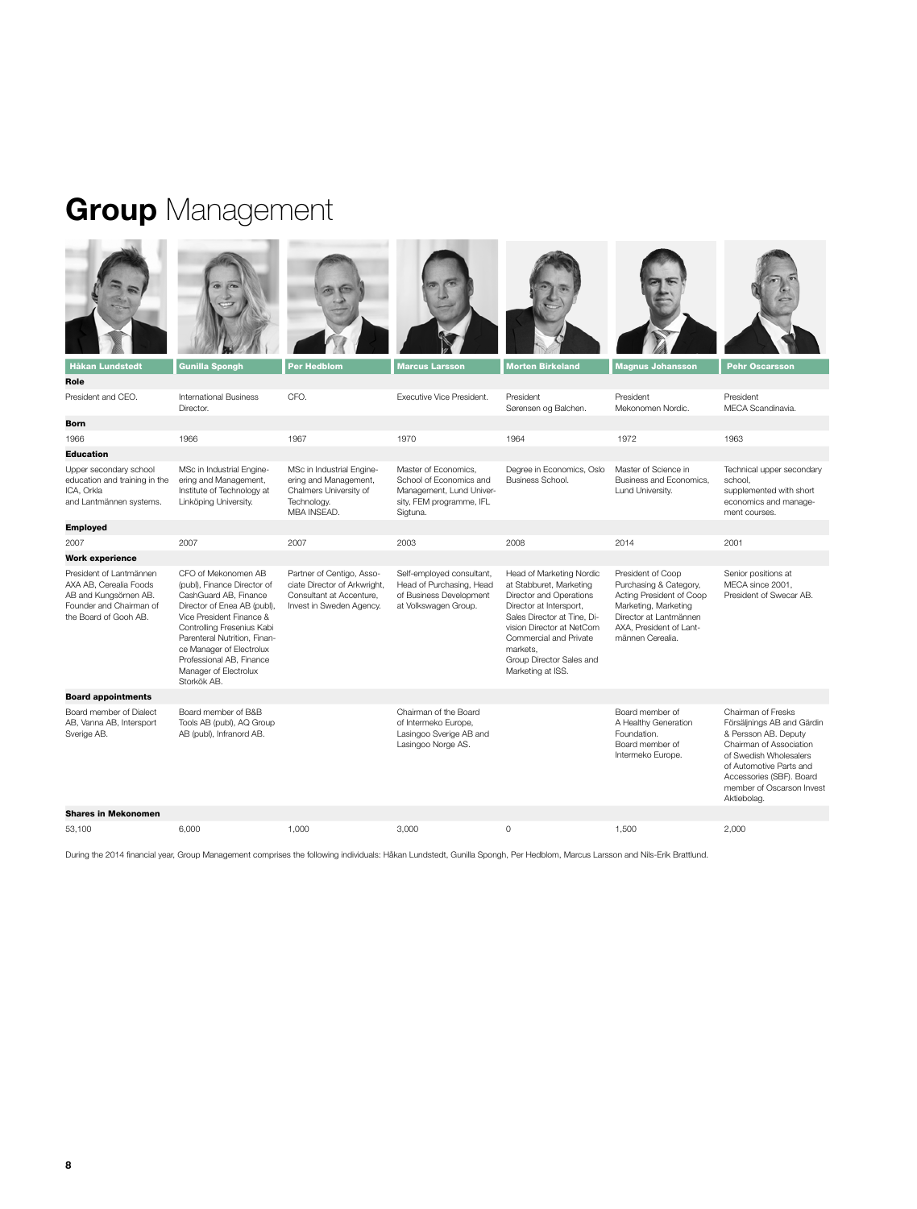# **Group** Management

| Håkan Lundstedt | Gunilla Spongh | Per Hedblom | Marcus Larsson | Morten Birkeland | Magnus Johansson | Pehr Oscarsson |
|---|---|---|---|---|---|---|
| **Role** | | | | | | |
| President and CEO. | International Business Director. | CFO. | Executive Vice President. | President Sørensen og Balchen. | President Mekonomen Nordic. | President MECA Scandinavia. |
| **Born** | | | | | | |
| 1966 | 1966 | 1967 | 1970 | 1964 | 1972 | 1963 |
| **Education** | | | | | | |
| Upper secondary school education and training in the ICA, Orkla and Lantmännen systems. | MSc in Industrial Engineering and Management, Institute of Technology at Linköping University. | MSc in Industrial Engineering and Management, Chalmers University of Technology. MBA INSEAD. | Master of Economics, School of Economics and Management, Lund University, FEM programme, IFL Sigtuna. | Degree in Economics, Oslo Business School. | Master of Science in Business and Economics, Lund University. | Technical upper secondary school, supplemented with short economics and management courses. |
| **Employed** | | | | | | |
| 2007 | 2007 | 2007 | 2003 | 2008 | 2014 | 2001 |
| **Work experience** | | | | | | |
| President of Lantmännen AXA AB, Cerealia Foods AB and Kungsörnen AB. Founder and Chairman of the Board of Gooh AB. | CFO of Mekonomen AB (publ), Finance Director of CashGuard AB, Finance Director of Enea AB (publ), Vice President Finance & Controlling Fresenius Kabi Parenteral Nutrition, Finance Manager of Electrolux Professional AB, Finance Manager of Electrolux Storkök AB. | Partner of Centigo, Associate Director of Arkwright, Consultant at Accenture, Invest in Sweden Agency. | Self-employed consultant, Head of Purchasing, Head of Business Development at Volkswagen Group. | Head of Marketing Nordic at Stabburet, Marketing Director and Operations Director at Intersport, Sales Director at Tine, Division Director at NetCom Commercial and Private markets, Group Director Sales and Marketing at ISS. | President of Coop Purchasing & Category, Acting President of Coop Marketing, Marketing Director at Lantmännen AXA, President of Lantmännen Cerealia. | Senior positions at MECA since 2001, President of Swecar AB. |
| **Board appointments** | | | | | | |
| Board member of Dialect AB, Vanna AB, Intersport Sverige AB. | Board member of B&B Tools AB (publ), AQ Group AB (publ), Infranord AB. | | Chairman of the Board of Intermeko Europe, Lasingoo Sverige AB and Lasingoo Norge AS. | | Board member of A Healthy Generation Foundation. Board member of Intermeko Europe. | Chairman of Fresks Försäljnings AB and Gärdin & Persson AB. Deputy Chairman of Association of Swedish Wholesalers of Automotive Parts and Accessories (SBF). Board member of Oscarson Invest Aktiebolag. |
| **Shares in Mekonomen** | | | | | | |
| 53,100 | 6,000 | 1,000 | 3,000 | 0 | 1,500 | 2,000 |

During the 2014 financial year, Group Management comprises the following individuals: Håkan Lundstedt, Gunilla Spongh, Per Hedblom, Marcus Larsson and Nils-Erik Brattlund.